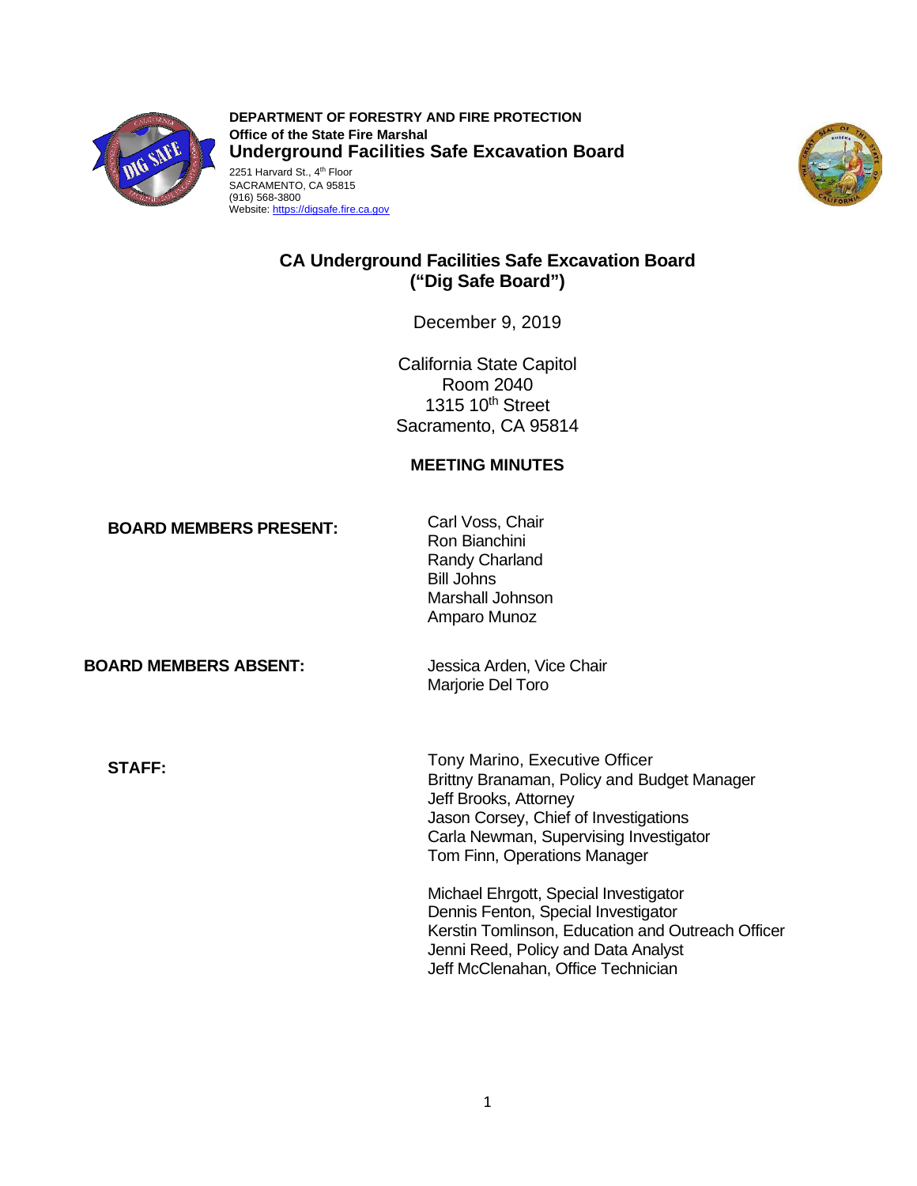**DEPARTMENT OF FORESTRY AND FIRE PROTECTION**
**Office of the State Fire Marshal**
**Underground Facilities Safe Excavation Board**
2251 Harvard St., 4th Floor
SACRAMENTO, CA 95815
(916) 568-3800
Website: https://digsafe.fire.ca.gov

# CA Underground Facilities Safe Excavation Board ("Dig Safe Board")

December 9, 2019

California State Capitol
Room 2040
1315 10th Street
Sacramento, CA 95814

## MEETING MINUTES

**BOARD MEMBERS PRESENT:**

Carl Voss, Chair
Ron Bianchini
Randy Charland
Bill Johns
Marshall Johnson
Amparo Munoz

**BOARD MEMBERS ABSENT:**

Jessica Arden, Vice Chair
Marjorie Del Toro

**STAFF:**

Tony Marino, Executive Officer
Brittny Branaman, Policy and Budget Manager
Jeff Brooks, Attorney
Jason Corsey, Chief of Investigations
Carla Newman, Supervising Investigator
Tom Finn, Operations Manager

Michael Ehrgott, Special Investigator
Dennis Fenton, Special Investigator
Kerstin Tomlinson, Education and Outreach Officer
Jenni Reed, Policy and Data Analyst
Jeff McClenahan, Office Technician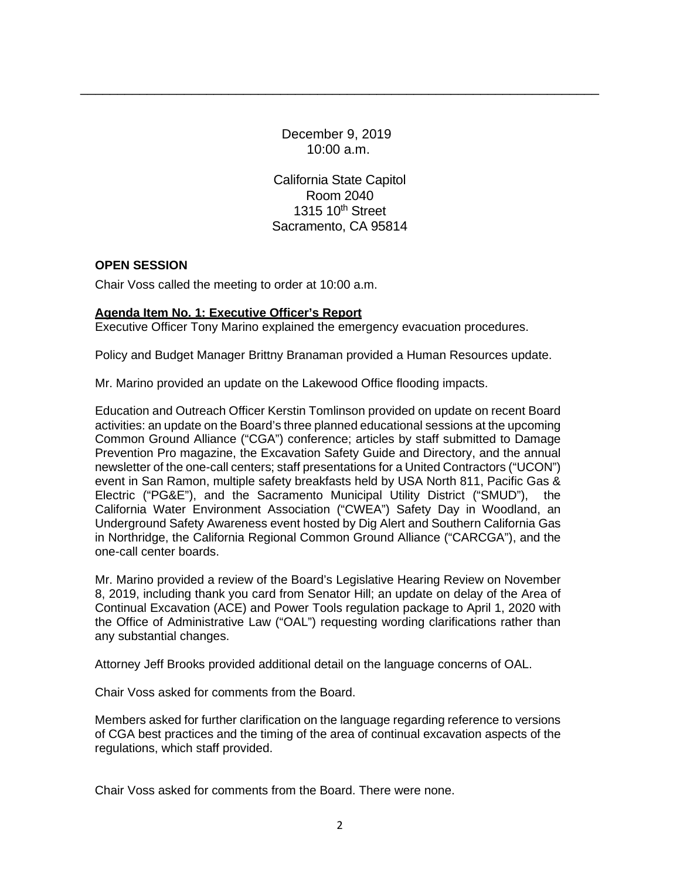December 9, 2019
10:00 a.m.

California State Capitol
Room 2040
1315 10th Street
Sacramento, CA 95814

**OPEN SESSION**

Chair Voss called the meeting to order at 10:00 a.m.

**Agenda Item No. 1: Executive Officer's Report**

Executive Officer Tony Marino explained the emergency evacuation procedures.

Policy and Budget Manager Brittny Branaman provided a Human Resources update.

Mr. Marino provided an update on the Lakewood Office flooding impacts.

Education and Outreach Officer Kerstin Tomlinson provided on update on recent Board activities: an update on the Board's three planned educational sessions at the upcoming Common Ground Alliance ("CGA") conference; articles by staff submitted to Damage Prevention Pro magazine, the Excavation Safety Guide and Directory, and the annual newsletter of the one-call centers; staff presentations for a United Contractors ("UCON") event in San Ramon, multiple safety breakfasts held by USA North 811, Pacific Gas & Electric ("PG&E"), and the Sacramento Municipal Utility District ("SMUD"), the California Water Environment Association ("CWEA") Safety Day in Woodland, an Underground Safety Awareness event hosted by Dig Alert and Southern California Gas in Northridge, the California Regional Common Ground Alliance ("CARCGA"), and the one-call center boards.

Mr. Marino provided a review of the Board's Legislative Hearing Review on November 8, 2019, including thank you card from Senator Hill; an update on delay of the Area of Continual Excavation (ACE) and Power Tools regulation package to April 1, 2020 with the Office of Administrative Law ("OAL") requesting wording clarifications rather than any substantial changes.

Attorney Jeff Brooks provided additional detail on the language concerns of OAL.

Chair Voss asked for comments from the Board.

Members asked for further clarification on the language regarding reference to versions of CGA best practices and the timing of the area of continual excavation aspects of the regulations, which staff provided.

Chair Voss asked for comments from the Board. There were none.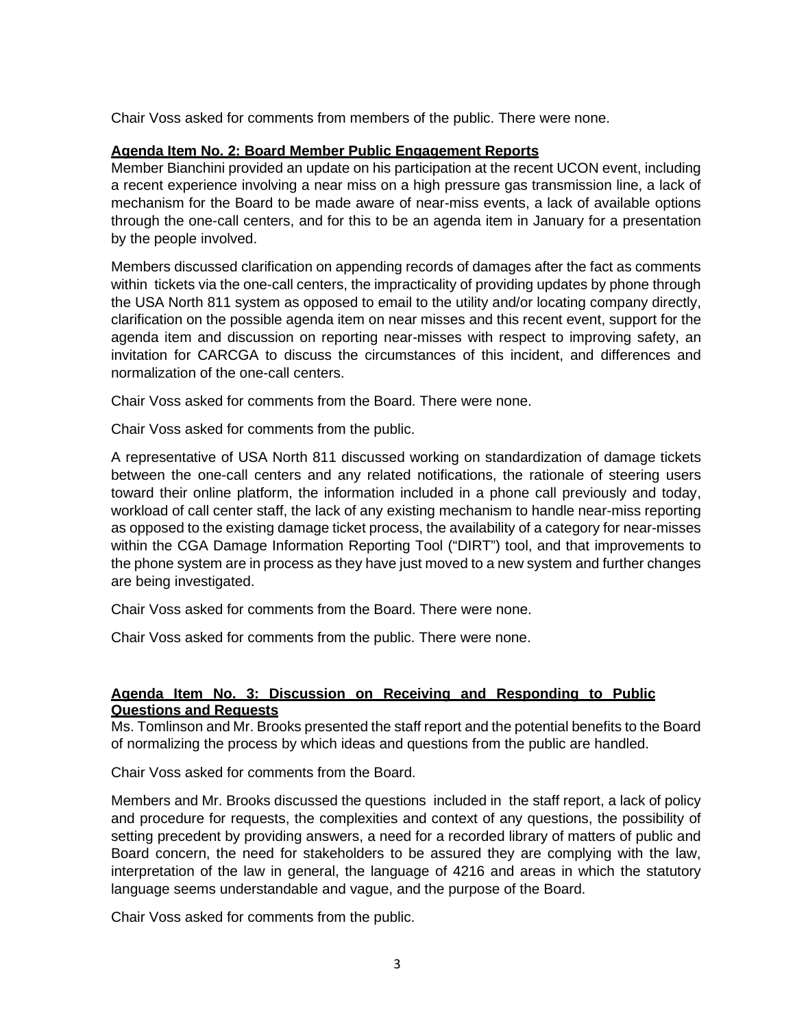Chair Voss asked for comments from members of the public. There were none.

**Agenda Item No. 2: Board Member Public Engagement Reports**

Member Bianchini provided an update on his participation at the recent UCON event, including a recent experience involving a near miss on a high pressure gas transmission line, a lack of mechanism for the Board to be made aware of near-miss events, a lack of available options through the one-call centers, and for this to be an agenda item in January for a presentation by the people involved.

Members discussed clarification on appending records of damages after the fact as comments within tickets via the one-call centers, the impracticality of providing updates by phone through the USA North 811 system as opposed to email to the utility and/or locating company directly, clarification on the possible agenda item on near misses and this recent event, support for the agenda item and discussion on reporting near-misses with respect to improving safety, an invitation for CARCGA to discuss the circumstances of this incident, and differences and normalization of the one-call centers.

Chair Voss asked for comments from the Board. There were none.

Chair Voss asked for comments from the public.

A representative of USA North 811 discussed working on standardization of damage tickets between the one-call centers and any related notifications, the rationale of steering users toward their online platform, the information included in a phone call previously and today, workload of call center staff, the lack of any existing mechanism to handle near-miss reporting as opposed to the existing damage ticket process, the availability of a category for near-misses within the CGA Damage Information Reporting Tool ("DIRT") tool, and that improvements to the phone system are in process as they have just moved to a new system and further changes are being investigated.

Chair Voss asked for comments from the Board. There were none.

Chair Voss asked for comments from the public. There were none.

**Agenda Item No. 3: Discussion on Receiving and Responding to Public Questions and Requests**

Ms. Tomlinson and Mr. Brooks presented the staff report and the potential benefits to the Board of normalizing the process by which ideas and questions from the public are handled.

Chair Voss asked for comments from the Board.

Members and Mr. Brooks discussed the questions included in the staff report, a lack of policy and procedure for requests, the complexities and context of any questions, the possibility of setting precedent by providing answers, a need for a recorded library of matters of public and Board concern, the need for stakeholders to be assured they are complying with the law, interpretation of the law in general, the language of 4216 and areas in which the statutory language seems understandable and vague, and the purpose of the Board.

Chair Voss asked for comments from the public.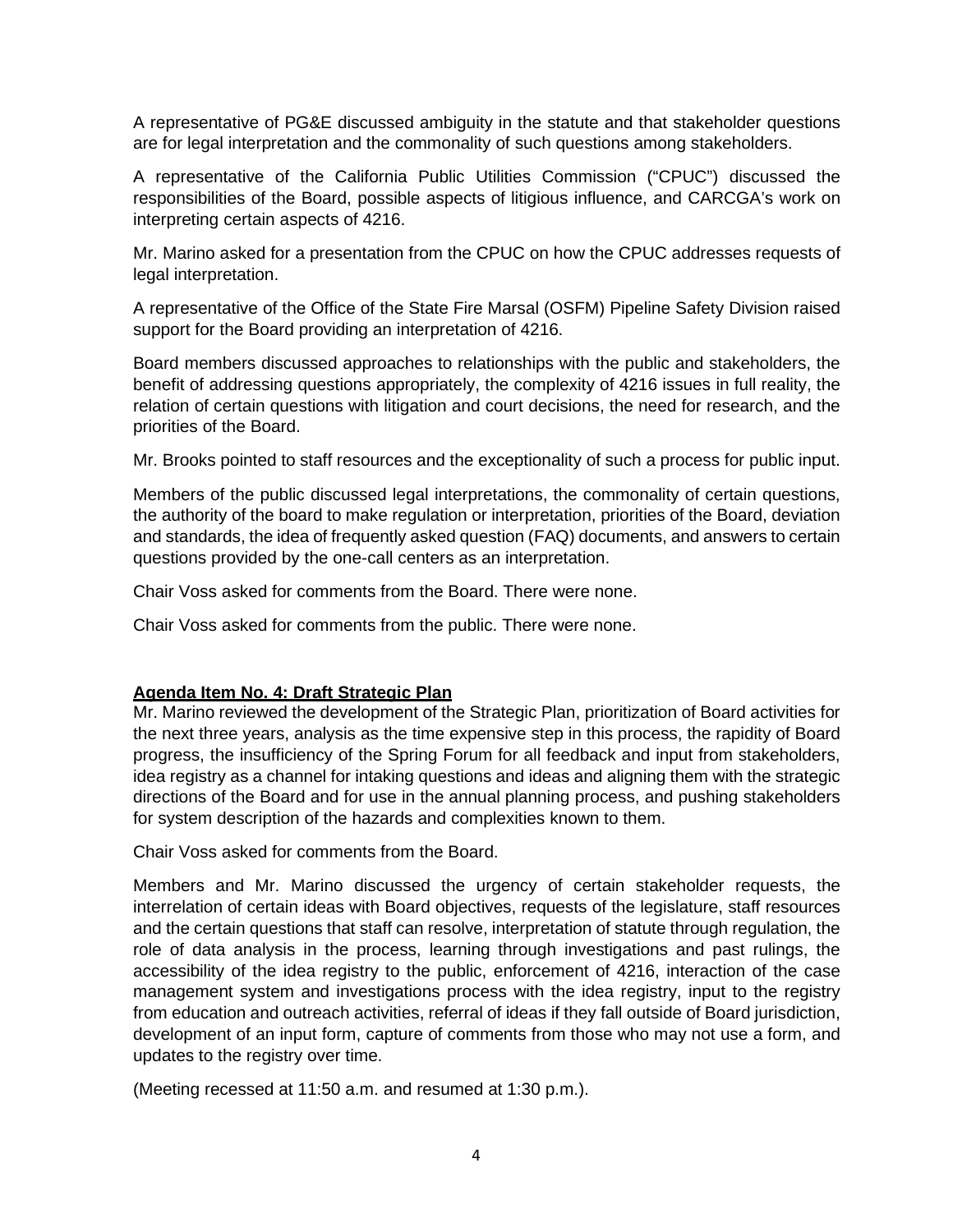A representative of PG&E discussed ambiguity in the statute and that stakeholder questions are for legal interpretation and the commonality of such questions among stakeholders.

A representative of the California Public Utilities Commission ("CPUC") discussed the responsibilities of the Board, possible aspects of litigious influence, and CARCGA's work on interpreting certain aspects of 4216.

Mr. Marino asked for a presentation from the CPUC on how the CPUC addresses requests of legal interpretation.

A representative of the Office of the State Fire Marsal (OSFM) Pipeline Safety Division raised support for the Board providing an interpretation of 4216.

Board members discussed approaches to relationships with the public and stakeholders, the benefit of addressing questions appropriately, the complexity of 4216 issues in full reality, the relation of certain questions with litigation and court decisions, the need for research, and the priorities of the Board.

Mr. Brooks pointed to staff resources and the exceptionality of such a process for public input.

Members of the public discussed legal interpretations, the commonality of certain questions, the authority of the board to make regulation or interpretation, priorities of the Board, deviation and standards, the idea of frequently asked question (FAQ) documents, and answers to certain questions provided by the one-call centers as an interpretation.

Chair Voss asked for comments from the Board. There were none.

Chair Voss asked for comments from the public. There were none.

**Agenda Item No. 4: Draft Strategic Plan**

Mr. Marino reviewed the development of the Strategic Plan, prioritization of Board activities for the next three years, analysis as the time expensive step in this process, the rapidity of Board progress, the insufficiency of the Spring Forum for all feedback and input from stakeholders, idea registry as a channel for intaking questions and ideas and aligning them with the strategic directions of the Board and for use in the annual planning process, and pushing stakeholders for system description of the hazards and complexities known to them.

Chair Voss asked for comments from the Board.

Members and Mr. Marino discussed the urgency of certain stakeholder requests, the interrelation of certain ideas with Board objectives, requests of the legislature, staff resources and the certain questions that staff can resolve, interpretation of statute through regulation, the role of data analysis in the process, learning through investigations and past rulings, the accessibility of the idea registry to the public, enforcement of 4216, interaction of the case management system and investigations process with the idea registry, input to the registry from education and outreach activities, referral of ideas if they fall outside of Board jurisdiction, development of an input form, capture of comments from those who may not use a form, and updates to the registry over time.

(Meeting recessed at 11:50 a.m. and resumed at 1:30 p.m.).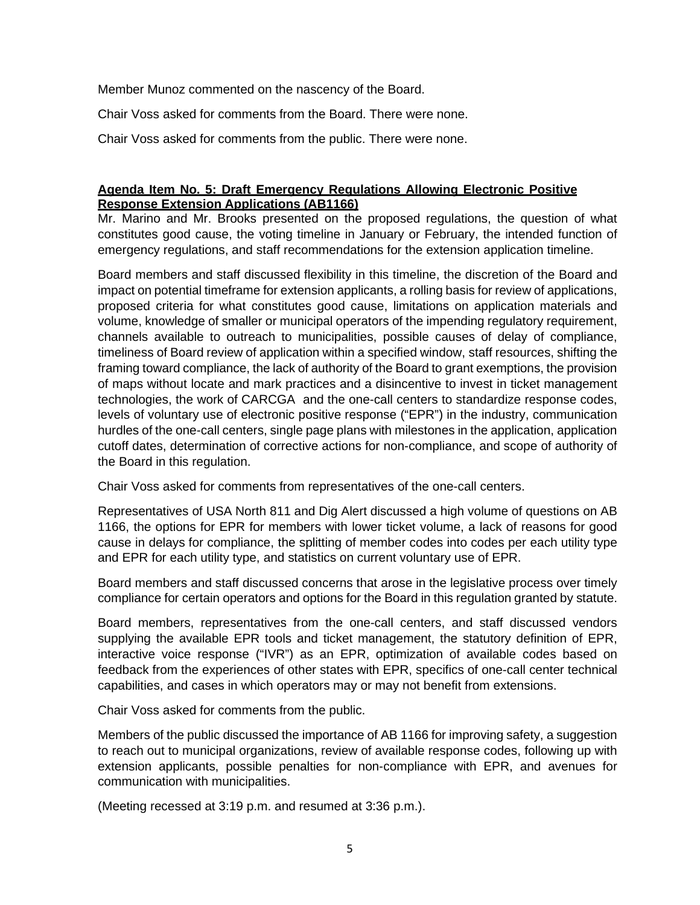Member Munoz commented on the nascency of the Board.

Chair Voss asked for comments from the Board. There were none.

Chair Voss asked for comments from the public. There were none.

**Agenda Item No. 5: Draft Emergency Regulations Allowing Electronic Positive Response Extension Applications (AB1166)**

Mr. Marino and Mr. Brooks presented on the proposed regulations, the question of what constitutes good cause, the voting timeline in January or February, the intended function of emergency regulations, and staff recommendations for the extension application timeline.

Board members and staff discussed flexibility in this timeline, the discretion of the Board and impact on potential timeframe for extension applicants, a rolling basis for review of applications, proposed criteria for what constitutes good cause, limitations on application materials and volume, knowledge of smaller or municipal operators of the impending regulatory requirement, channels available to outreach to municipalities, possible causes of delay of compliance, timeliness of Board review of application within a specified window, staff resources, shifting the framing toward compliance, the lack of authority of the Board to grant exemptions, the provision of maps without locate and mark practices and a disincentive to invest in ticket management technologies, the work of CARCGA and the one-call centers to standardize response codes, levels of voluntary use of electronic positive response ("EPR") in the industry, communication hurdles of the one-call centers, single page plans with milestones in the application, application cutoff dates, determination of corrective actions for non-compliance, and scope of authority of the Board in this regulation.

Chair Voss asked for comments from representatives of the one-call centers.

Representatives of USA North 811 and Dig Alert discussed a high volume of questions on AB 1166, the options for EPR for members with lower ticket volume, a lack of reasons for good cause in delays for compliance, the splitting of member codes into codes per each utility type and EPR for each utility type, and statistics on current voluntary use of EPR.

Board members and staff discussed concerns that arose in the legislative process over timely compliance for certain operators and options for the Board in this regulation granted by statute.

Board members, representatives from the one-call centers, and staff discussed vendors supplying the available EPR tools and ticket management, the statutory definition of EPR, interactive voice response ("IVR") as an EPR, optimization of available codes based on feedback from the experiences of other states with EPR, specifics of one-call center technical capabilities, and cases in which operators may or may not benefit from extensions.

Chair Voss asked for comments from the public.

Members of the public discussed the importance of AB 1166 for improving safety, a suggestion to reach out to municipal organizations, review of available response codes, following up with extension applicants, possible penalties for non-compliance with EPR, and avenues for communication with municipalities.

(Meeting recessed at 3:19 p.m. and resumed at 3:36 p.m.).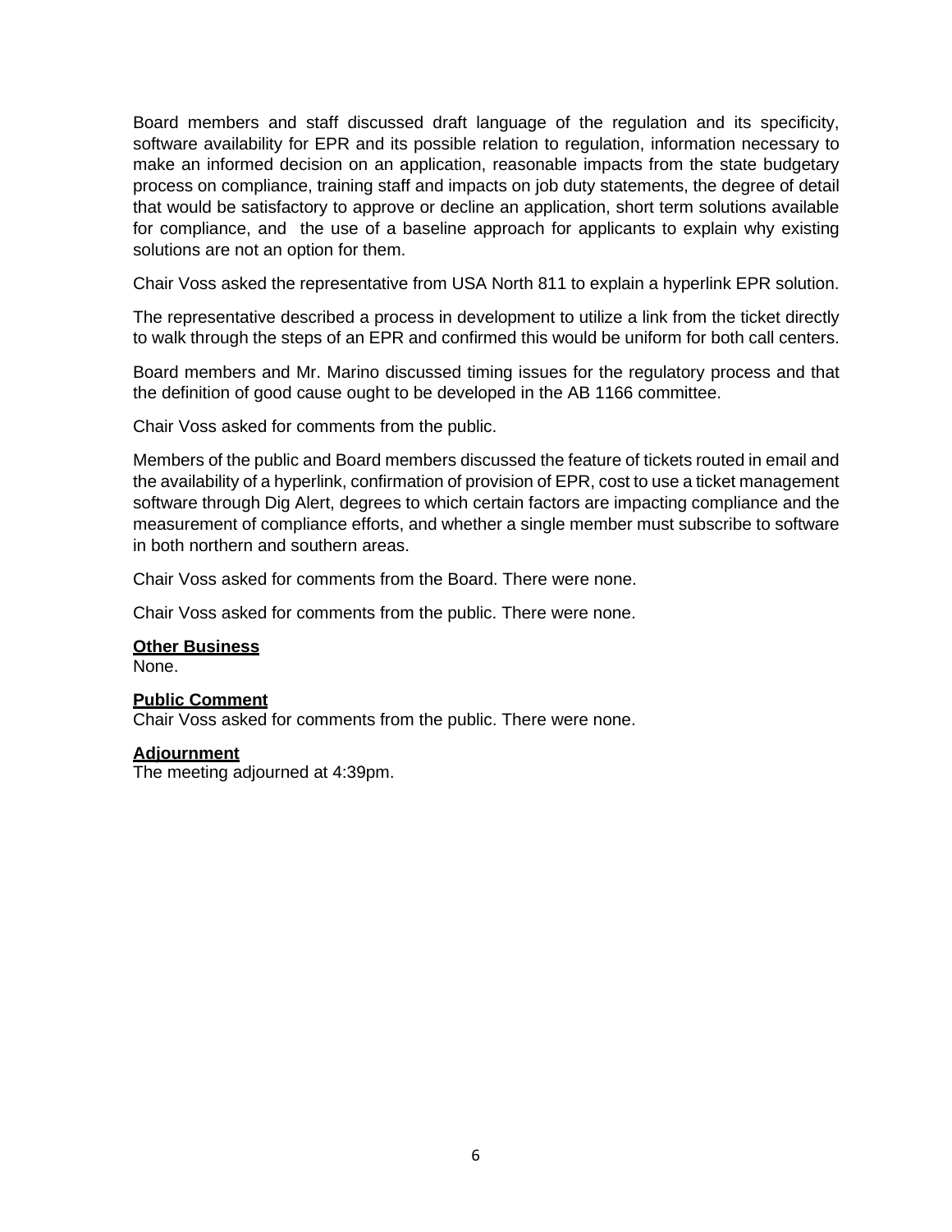Board members and staff discussed draft language of the regulation and its specificity, software availability for EPR and its possible relation to regulation, information necessary to make an informed decision on an application, reasonable impacts from the state budgetary process on compliance, training staff and impacts on job duty statements, the degree of detail that would be satisfactory to approve or decline an application, short term solutions available for compliance, and the use of a baseline approach for applicants to explain why existing solutions are not an option for them.

Chair Voss asked the representative from USA North 811 to explain a hyperlink EPR solution.

The representative described a process in development to utilize a link from the ticket directly to walk through the steps of an EPR and confirmed this would be uniform for both call centers.

Board members and Mr. Marino discussed timing issues for the regulatory process and that the definition of good cause ought to be developed in the AB 1166 committee.

Chair Voss asked for comments from the public.

Members of the public and Board members discussed the feature of tickets routed in email and the availability of a hyperlink, confirmation of provision of EPR, cost to use a ticket management software through Dig Alert, degrees to which certain factors are impacting compliance and the measurement of compliance efforts, and whether a single member must subscribe to software in both northern and southern areas.

Chair Voss asked for comments from the Board. There were none.

Chair Voss asked for comments from the public. There were none.

**Other Business**
None.

**Public Comment**
Chair Voss asked for comments from the public. There were none.

**Adjournment**
The meeting adjourned at 4:39pm.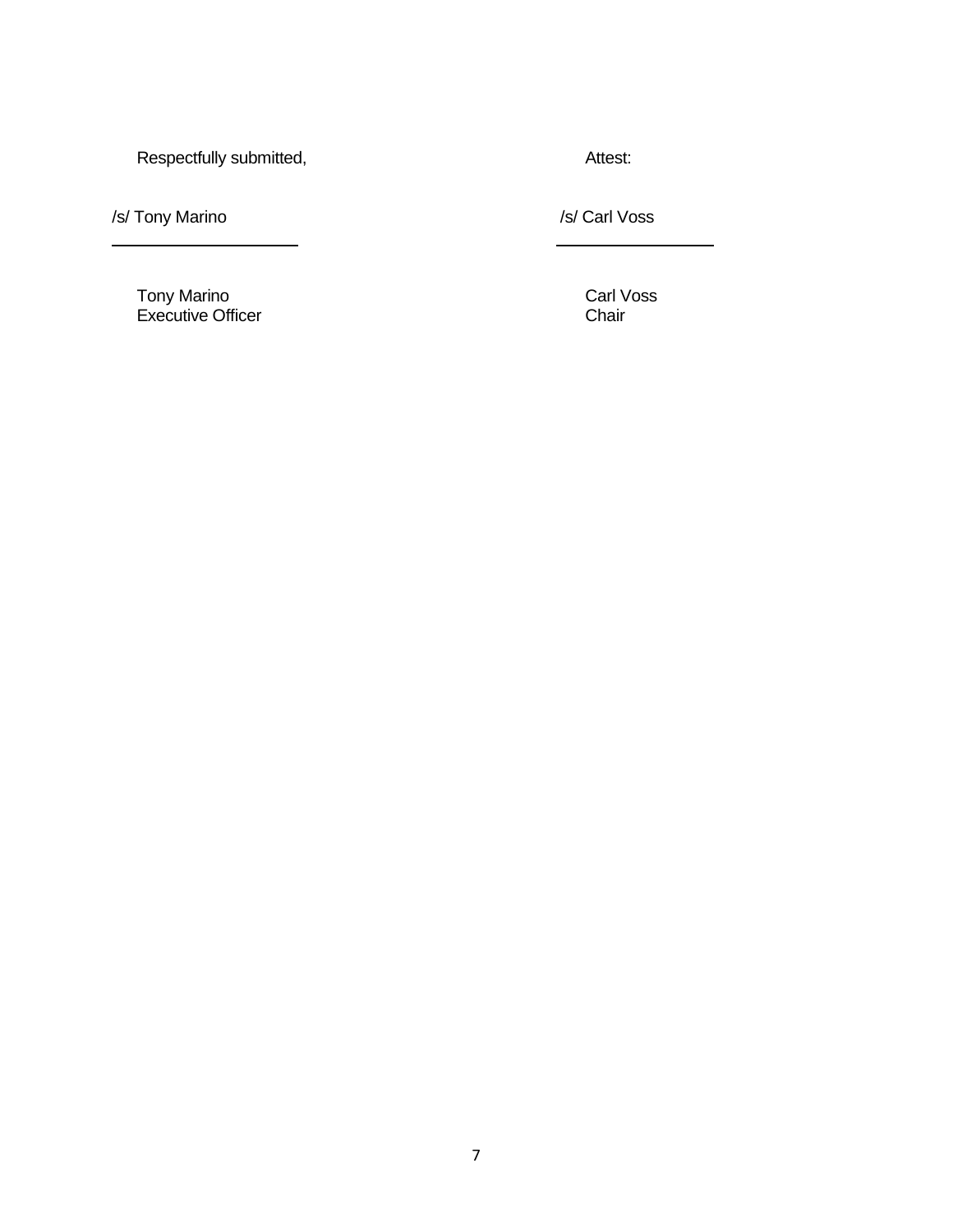Respectfully submitted,

/s/ Tony Marino

Tony Marino
Executive Officer

Attest:

/s/ Carl Voss

Carl Voss
Chair